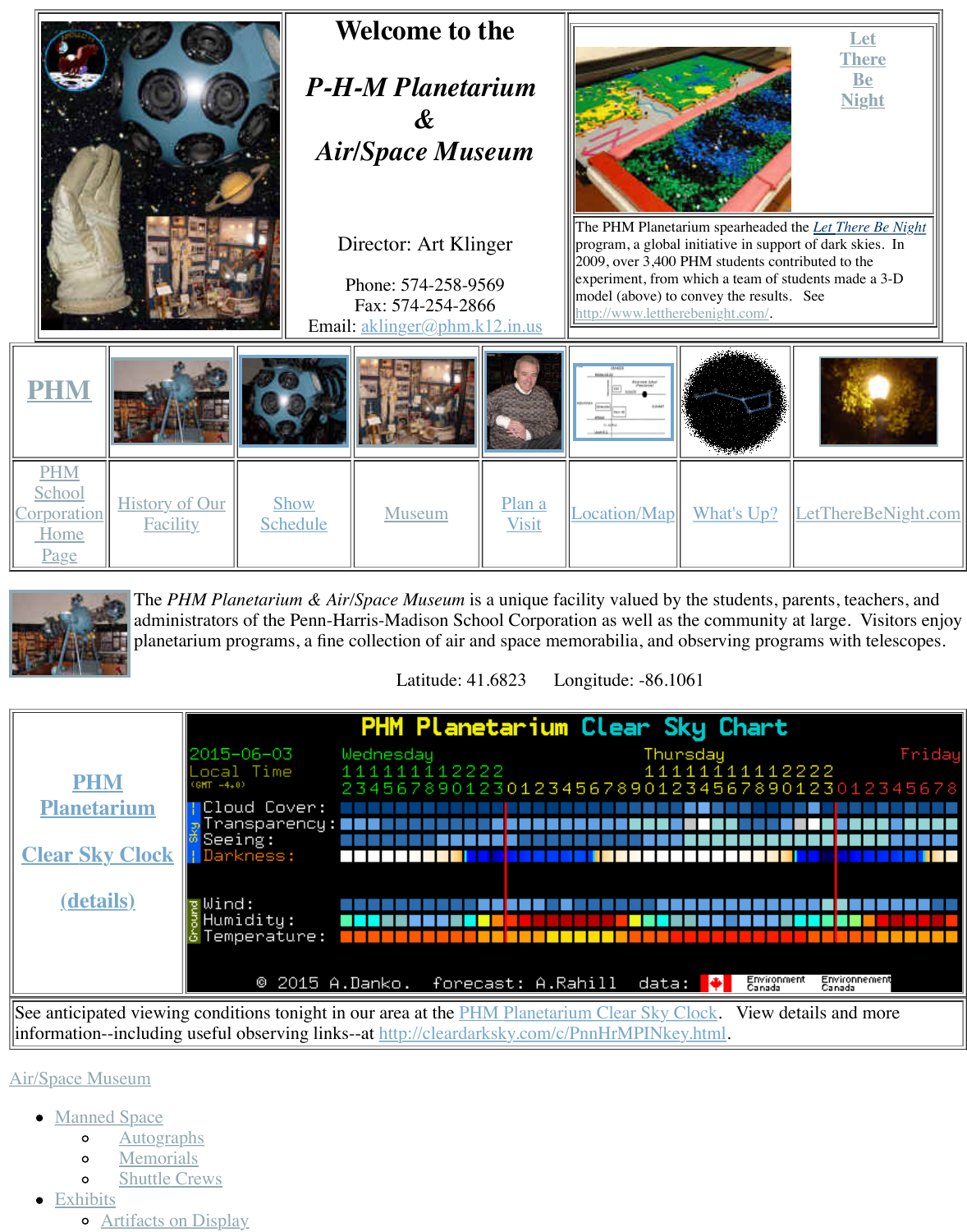# Welcome to the

## *P-H-M Planetarium & Air/Space Museum*

Director: Art Klinger

Phone: 574-258-9569
Fax: 574-254-2866
Email: aklinger@phm.k12.in.us

Let There Be Night

The PHM Planetarium spearheaded the *Let There Be Night* program, a global initiative in support of dark skies. In 2009, over 3,400 PHM students contributed to the experiment, from which a team of students made a 3-D model (above) to convey the results. See http://www.lettherebenight.com/.

| PHM | | | | | | | |
|---|---|---|---|---|---|---|---|
| PHM School Corporation Home Page | History of Our Facility | Show Schedule | Museum | Plan a Visit | Location/Map | What's Up? | LetThereBeNight.com |

The *PHM Planetarium & Air/Space Museum* is a unique facility valued by the students, parents, teachers, and administrators of the Penn-Harris-Madison School Corporation as well as the community at large. Visitors enjoy planetarium programs, a fine collection of air and space memorabilia, and observing programs with telescopes.

Latitude: 41.6823 Longitude: -86.1061

**PHM Planetarium**

**Clear Sky Clock**

**(details)**

See anticipated viewing conditions tonight in our area at the PHM Planetarium Clear Sky Clock. View details and more information--including useful observing links--at http://cleardarksky.com/c/PnnHrMPINkey.html.

Air/Space Museum

- Manned Space
  - Autographs
  - Memorials
  - Shuttle Crews
- Exhibits
  - Artifacts on Display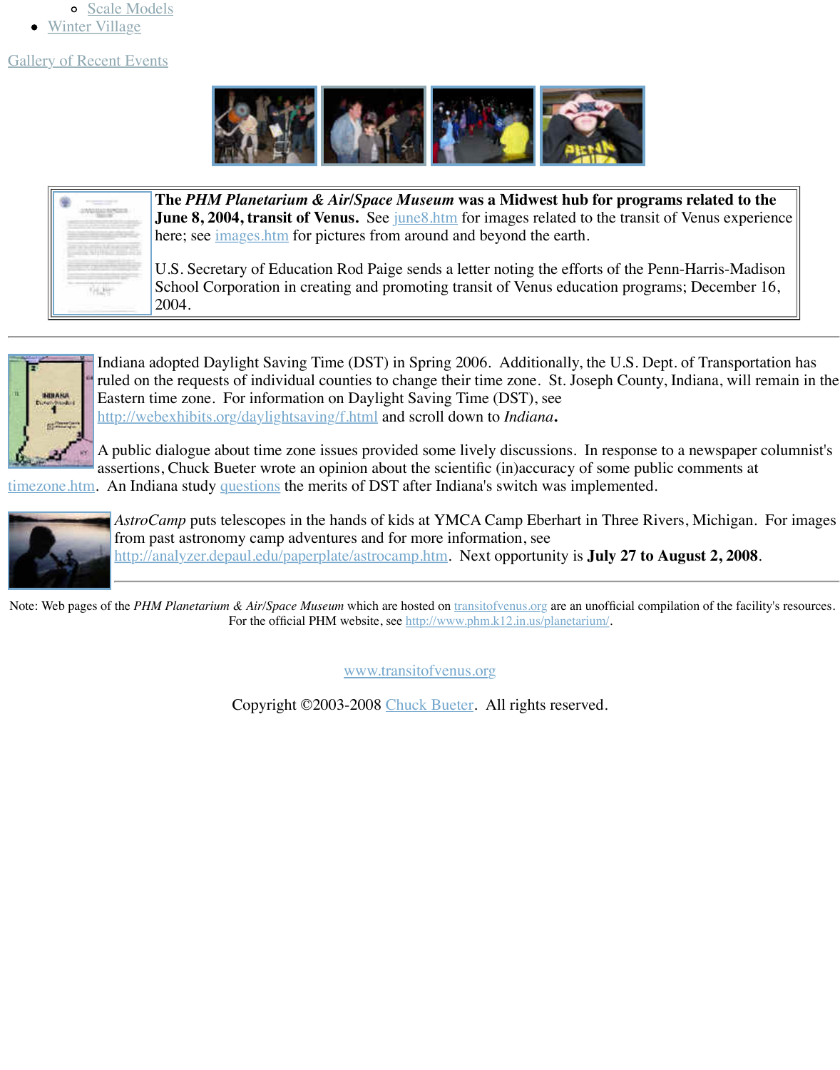- Scale Models
- Winter Village

Gallery of Recent Events

**The *PHM Planetarium & Air/Space Museum* was a Midwest hub for programs related to the June 8, 2004, transit of Venus.** See june8.htm for images related to the transit of Venus experience here; see images.htm for pictures from around and beyond the earth.

U.S. Secretary of Education Rod Paige sends a letter noting the efforts of the Penn-Harris-Madison School Corporation in creating and promoting transit of Venus education programs; December 16, 2004.

---

Indiana adopted Daylight Saving Time (DST) in Spring 2006. Additionally, the U.S. Dept. of Transportation has ruled on the requests of individual counties to change their time zone. St. Joseph County, Indiana, will remain in the Eastern time zone. For information on Daylight Saving Time (DST), see http://webexhibits.org/daylightsaving/f.html and scroll down to *Indiana***.**

A public dialogue about time zone issues provided some lively discussions. In response to a newspaper columnist's assertions, Chuck Bueter wrote an opinion about the scientific (in)accuracy of some public comments at timezone.htm. An Indiana study questions the merits of DST after Indiana's switch was implemented.

*AstroCamp* puts telescopes in the hands of kids at YMCA Camp Eberhart in Three Rivers, Michigan. For images from past astronomy camp adventures and for more information, see http://analyzer.depaul.edu/paperplate/astrocamp.htm. Next opportunity is **July 27 to August 2, 2008**.

---

Note: Web pages of the *PHM Planetarium & Air/Space Museum* which are hosted on transitofvenus.org are an unofficial compilation of the facility's resources. For the official PHM website, see http://www.phm.k12.in.us/planetarium/.

www.transitofvenus.org

Copyright ©2003-2008 Chuck Bueter. All rights reserved.